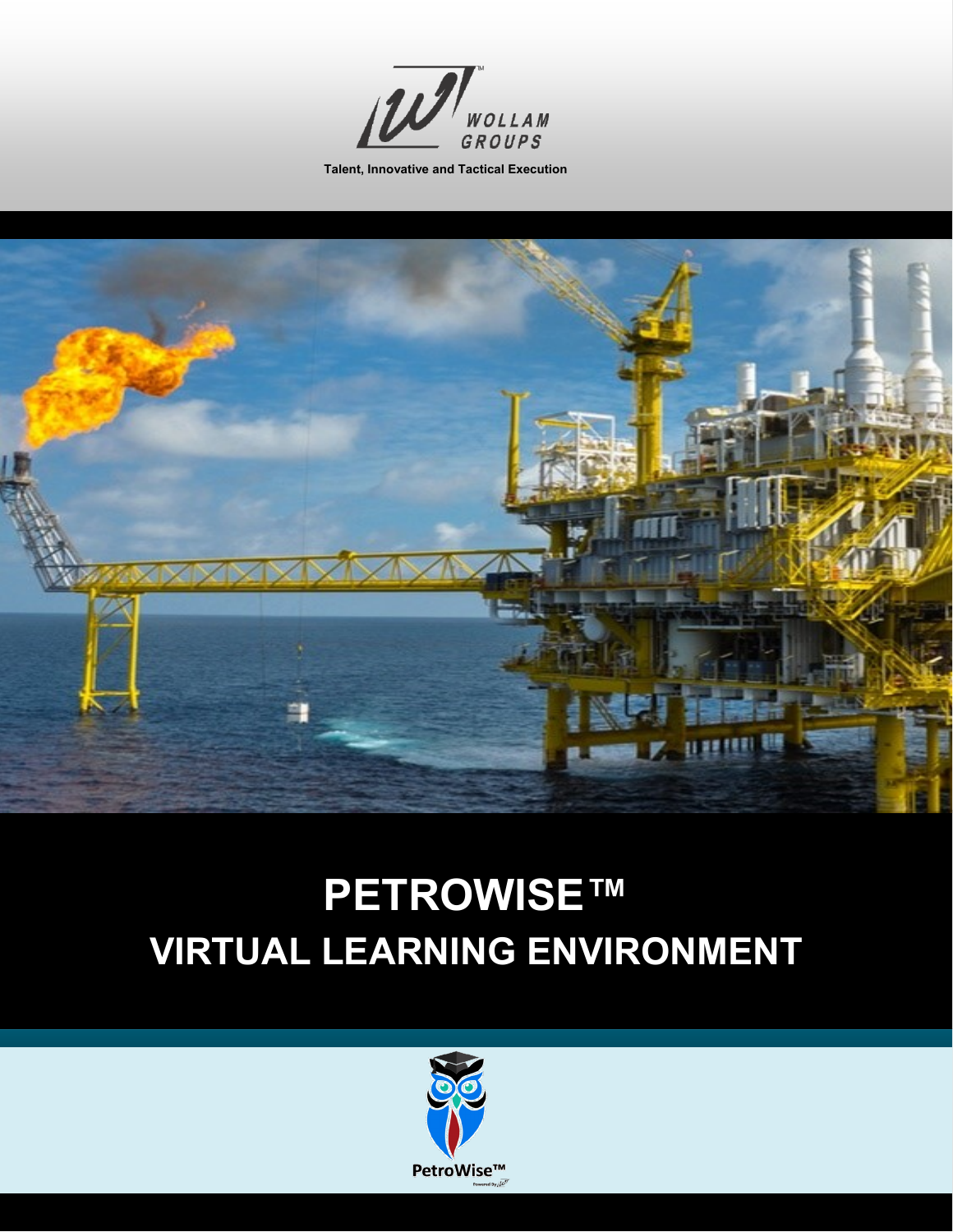WOLLAM GROUPS

Talent, Innovative and Tactical Execution

# PETROWISE™

# VIRTUAL LEARNING ENVIRONMENT

PetroWise™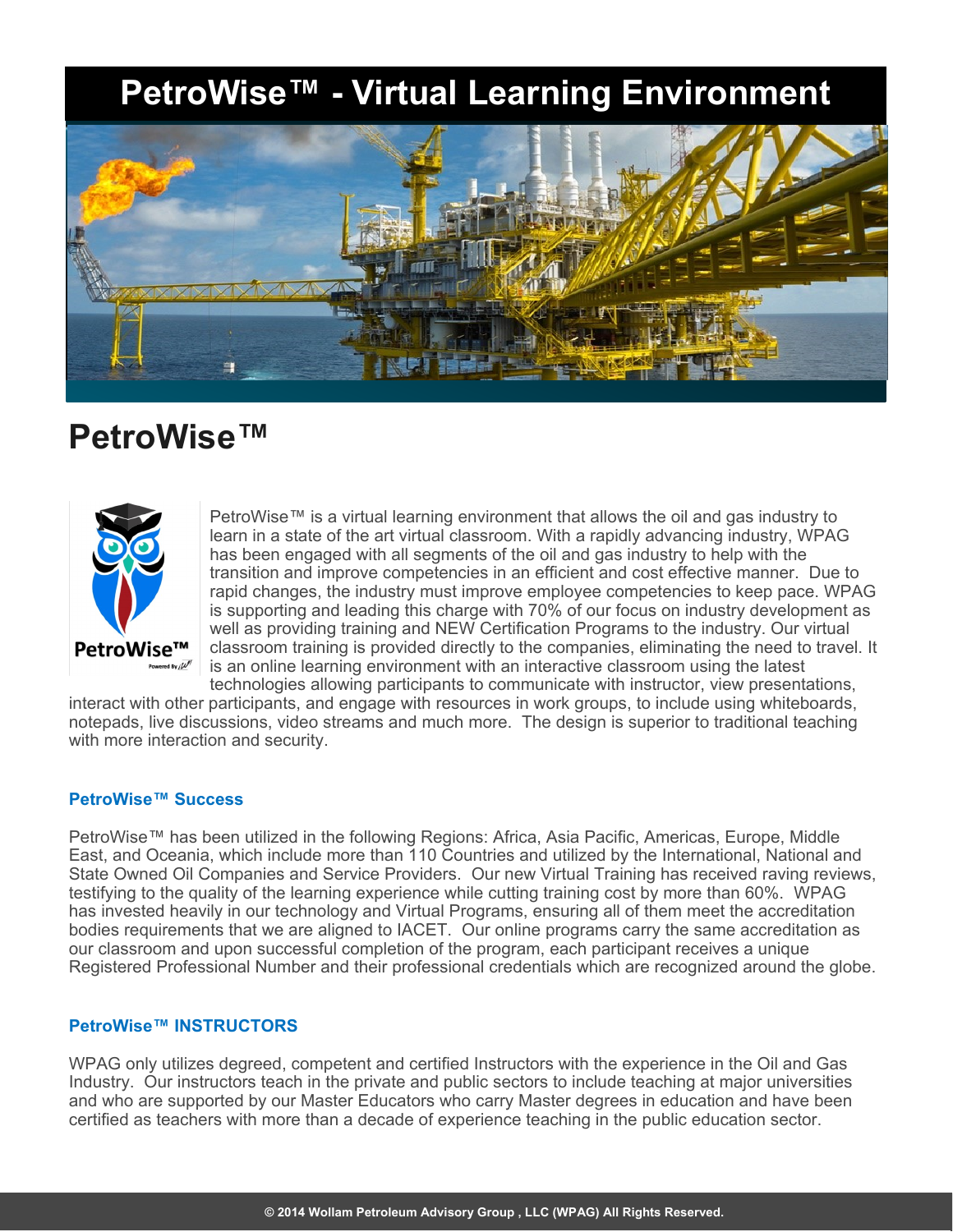# PetroWise™ - Virtual Learning Environment

## PetroWise™

PetroWise™ is a virtual learning environment that allows the oil and gas industry to learn in a state of the art virtual classroom. With a rapidly advancing industry, WPAG has been engaged with all segments of the oil and gas industry to help with the transition and improve competencies in an efficient and cost effective manner. Due to rapid changes, the industry must improve employee competencies to keep pace. WPAG is supporting and leading this charge with 70% of our focus on industry development as well as providing training and NEW Certification Programs to the industry. Our virtual classroom training is provided directly to the companies, eliminating the need to travel. It is an online learning environment with an interactive classroom using the latest technologies allowing participants to communicate with instructor, view presentations, interact with other participants, and engage with resources in work groups, to include using whiteboards, notepads, live discussions, video streams and much more. The design is superior to traditional teaching with more interaction and security.

### PetroWise™ Success

PetroWise™ has been utilized in the following Regions: Africa, Asia Pacific, Americas, Europe, Middle East, and Oceania, which include more than 110 Countries and utilized by the International, National and State Owned Oil Companies and Service Providers. Our new Virtual Training has received raving reviews, testifying to the quality of the learning experience while cutting training cost by more than 60%. WPAG has invested heavily in our technology and Virtual Programs, ensuring all of them meet the accreditation bodies requirements that we are aligned to IACET. Our online programs carry the same accreditation as our classroom and upon successful completion of the program, each participant receives a unique Registered Professional Number and their professional credentials which are recognized around the globe.

### PetroWise™ INSTRUCTORS

WPAG only utilizes degreed, competent and certified Instructors with the experience in the Oil and Gas Industry. Our instructors teach in the private and public sectors to include teaching at major universities and who are supported by our Master Educators who carry Master degrees in education and have been certified as teachers with more than a decade of experience teaching in the public education sector.

© 2014 Wollam Petroleum Advisory Group , LLC (WPAG) All Rights Reserved.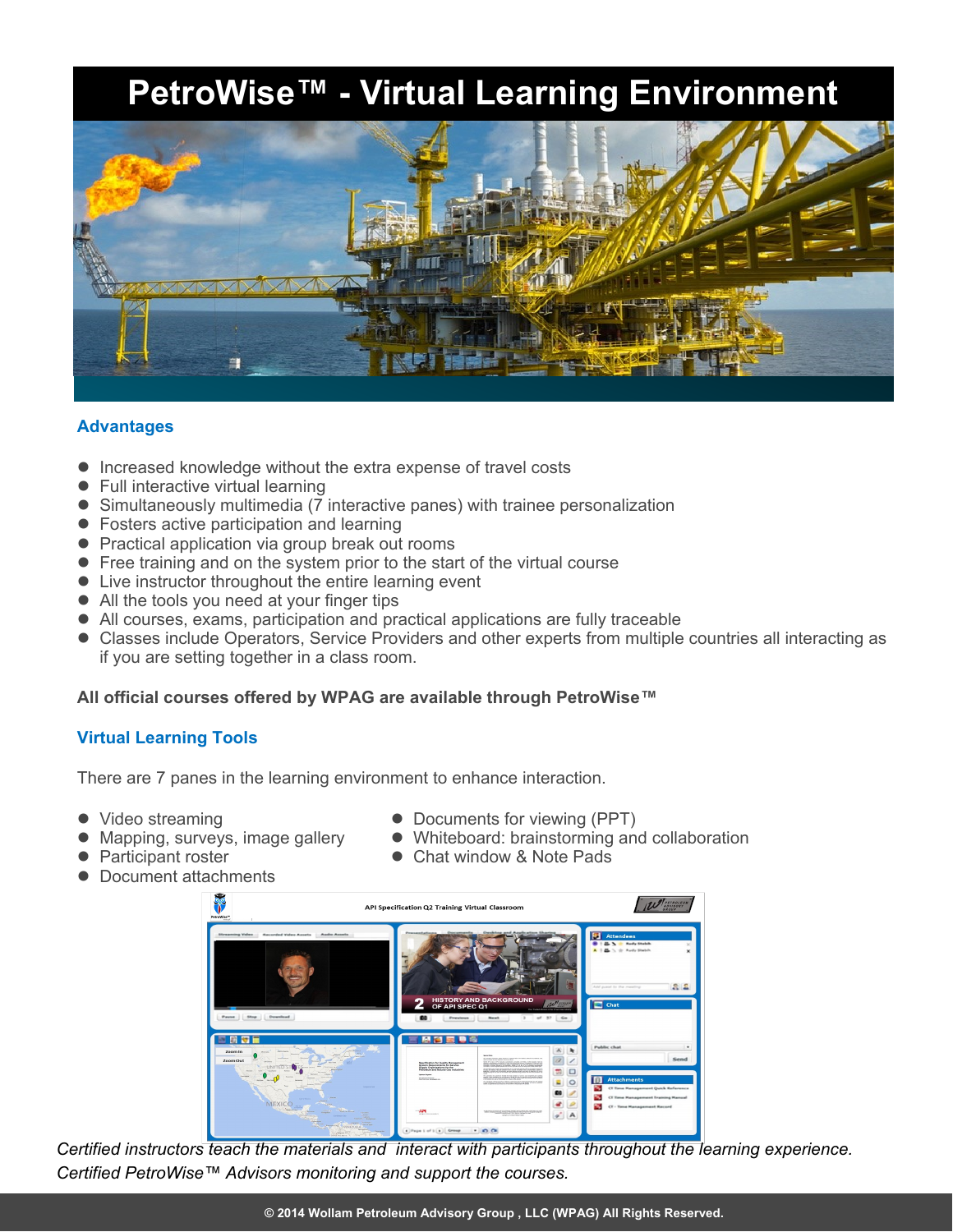# PetroWise™ - Virtual Learning Environment

## Advantages

- Increased knowledge without the extra expense of travel costs
- Full interactive virtual learning
- Simultaneously multimedia (7 interactive panes) with trainee personalization
- Fosters active participation and learning
- Practical application via group break out rooms
- Free training and on the system prior to the start of the virtual course
- Live instructor throughout the entire learning event
- All the tools you need at your finger tips
- All courses, exams, participation and practical applications are fully traceable
- Classes include Operators, Service Providers and other experts from multiple countries all interacting as if you are setting together in a class room.

**All official courses offered by WPAG are available through PetroWise™**

## Virtual Learning Tools

There are 7 panes in the learning environment to enhance interaction.

- Video streaming
- Mapping, surveys, image gallery
- Participant roster
- Document attachments
- Documents for viewing (PPT)
- Whiteboard: brainstorming and collaboration
- Chat window & Note Pads

*Certified instructors teach the materials and interact with participants throughout the learning experience. Certified PetroWise™ Advisors monitoring and support the courses.*

**© 2014 Wollam Petroleum Advisory Group , LLC (WPAG) All Rights Reserved.**